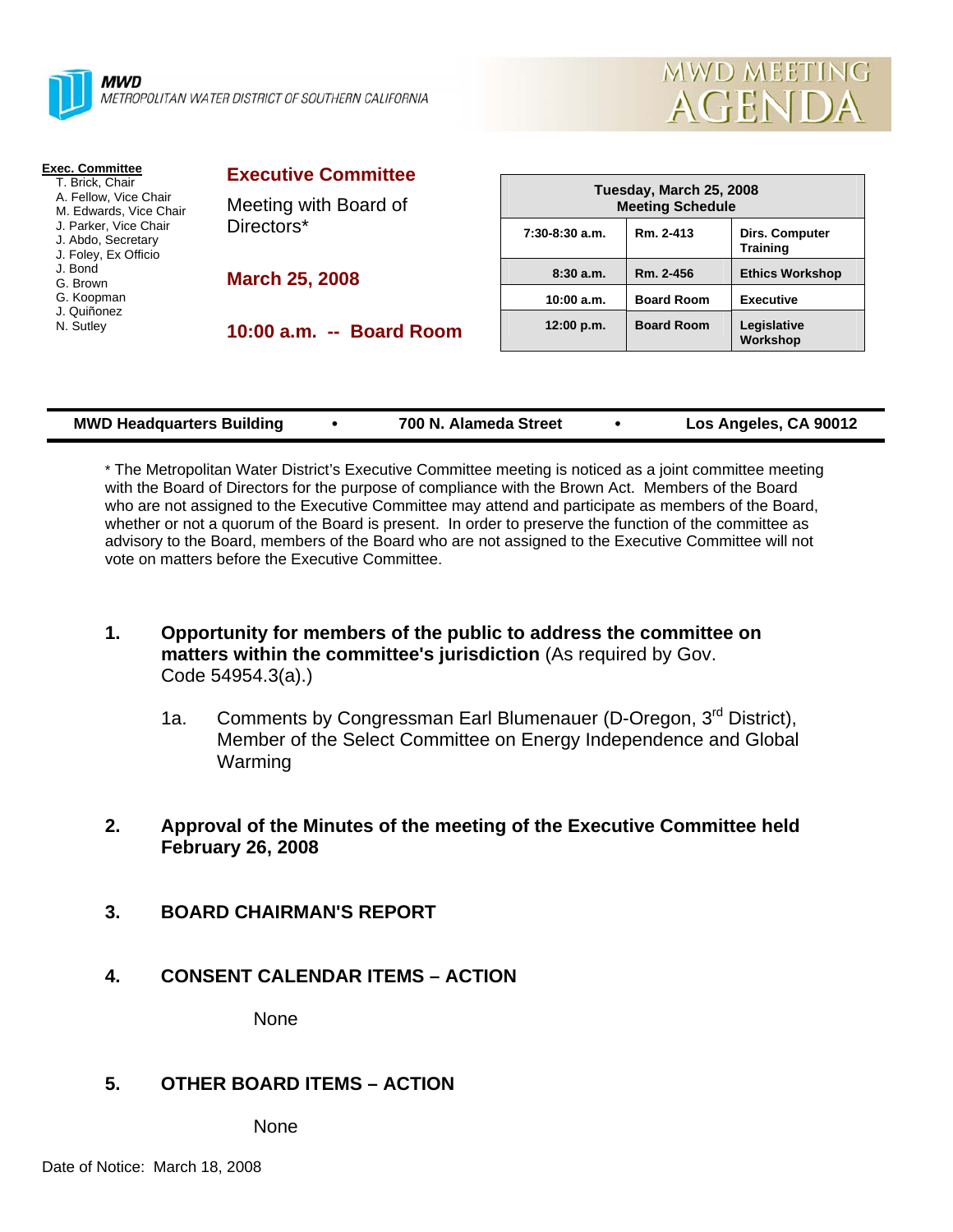**MWD**
METROPOLITAN WATER DISTRICT OF SOUTHERN CALIFORNIA

# MWD MEETING AGENDA

**Exec. Committee**
- T. Brick, Chair
- A. Fellow, Vice Chair
- M. Edwards, Vice Chair
- J. Parker, Vice Chair
- J. Abdo, Secretary
- J. Foley, Ex Officio
- J. Bond
- G. Brown
- G. Koopman
- J. Quiñonez
- N. Sutley

## Executive Committee

Meeting with Board of Directors*

**March 25, 2008**

**10:00 a.m. -- Board Room**

| Tuesday, March 25, 2008 Meeting Schedule | | |
|---|---|---|
| 7:30-8:30 a.m. | Rm. 2-413 | Dirs. Computer Training |
| 8:30 a.m. | Rm. 2-456 | Ethics Workshop |
| 10:00 a.m. | Board Room | Executive |
| 12:00 p.m. | Board Room | Legislative Workshop |

**MWD Headquarters Building • 700 N. Alameda Street • Los Angeles, CA 90012**

* The Metropolitan Water District's Executive Committee meeting is noticed as a joint committee meeting with the Board of Directors for the purpose of compliance with the Brown Act. Members of the Board who are not assigned to the Executive Committee may attend and participate as members of the Board, whether or not a quorum of the Board is present. In order to preserve the function of the committee as advisory to the Board, members of the Board who are not assigned to the Executive Committee will not vote on matters before the Executive Committee.

1. **Opportunity for members of the public to address the committee on matters within the committee's jurisdiction** (As required by Gov. Code 54954.3(a).)

   1a. Comments by Congressman Earl Blumenauer (D-Oregon, 3rd District), Member of the Select Committee on Energy Independence and Global Warming

2. **Approval of the Minutes of the meeting of the Executive Committee held February 26, 2008**

3. **BOARD CHAIRMAN'S REPORT**

4. **CONSENT CALENDAR ITEMS – ACTION**

   None

5. **OTHER BOARD ITEMS – ACTION**

   None

Date of Notice: March 18, 2008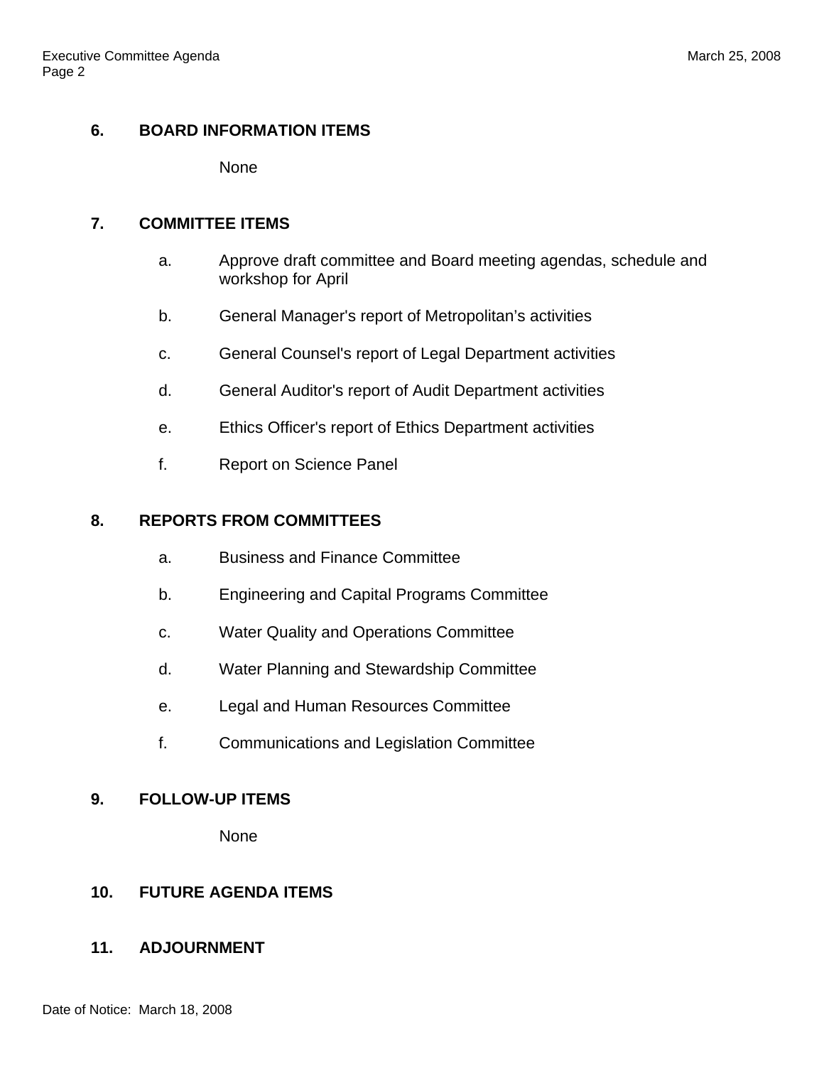## 6. BOARD INFORMATION ITEMS

None

## 7. COMMITTEE ITEMS

a. Approve draft committee and Board meeting agendas, schedule and workshop for April

b. General Manager's report of Metropolitan’s activities

c. General Counsel's report of Legal Department activities

d. General Auditor's report of Audit Department activities

e. Ethics Officer's report of Ethics Department activities

f. Report on Science Panel

## 8. REPORTS FROM COMMITTEES

a. Business and Finance Committee

b. Engineering and Capital Programs Committee

c. Water Quality and Operations Committee

d. Water Planning and Stewardship Committee

e. Legal and Human Resources Committee

f. Communications and Legislation Committee

## 9. FOLLOW-UP ITEMS

None

## 10. FUTURE AGENDA ITEMS

## 11. ADJOURNMENT

Date of Notice: March 18, 2008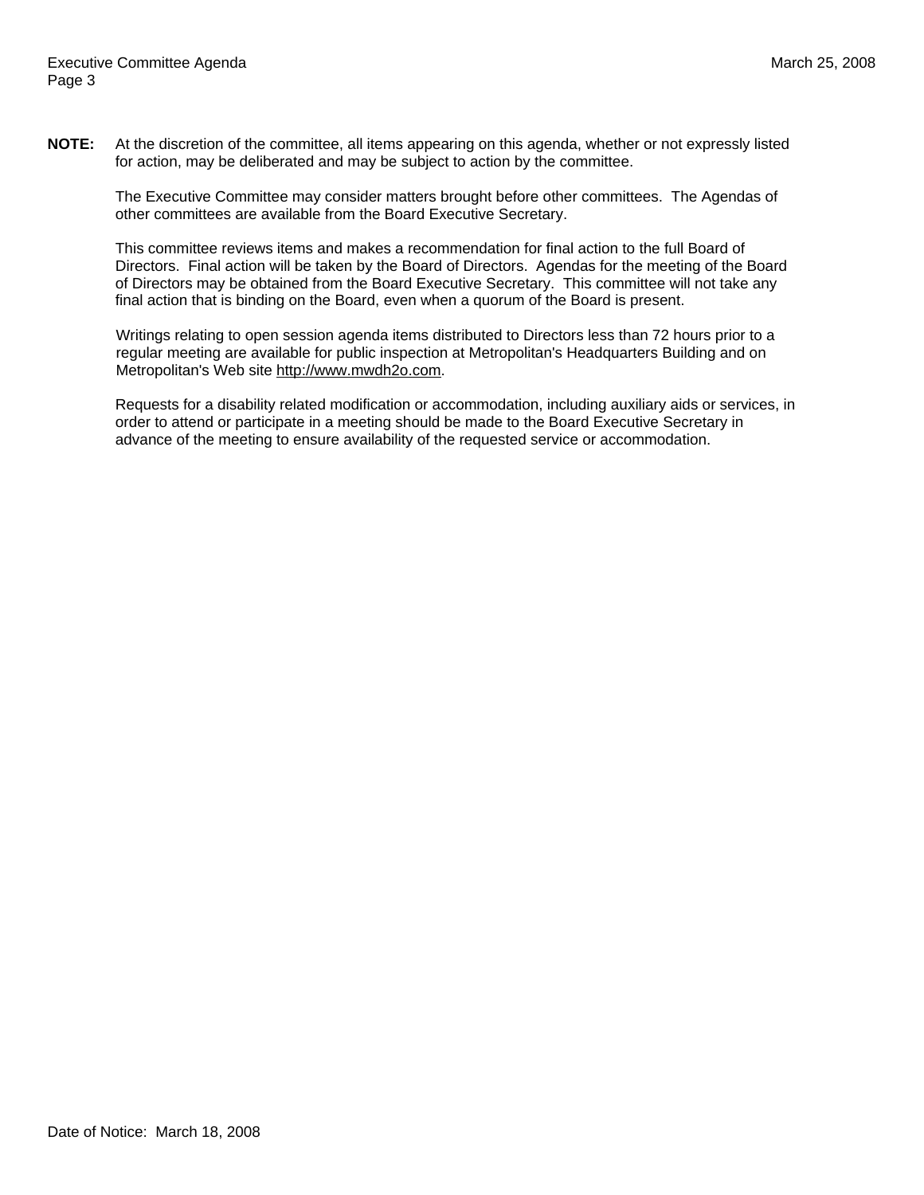**NOTE:** At the discretion of the committee, all items appearing on this agenda, whether or not expressly listed for action, may be deliberated and may be subject to action by the committee.

The Executive Committee may consider matters brought before other committees. The Agendas of other committees are available from the Board Executive Secretary.

This committee reviews items and makes a recommendation for final action to the full Board of Directors. Final action will be taken by the Board of Directors. Agendas for the meeting of the Board of Directors may be obtained from the Board Executive Secretary. This committee will not take any final action that is binding on the Board, even when a quorum of the Board is present.

Writings relating to open session agenda items distributed to Directors less than 72 hours prior to a regular meeting are available for public inspection at Metropolitan's Headquarters Building and on Metropolitan's Web site http://www.mwdh2o.com.

Requests for a disability related modification or accommodation, including auxiliary aids or services, in order to attend or participate in a meeting should be made to the Board Executive Secretary in advance of the meeting to ensure availability of the requested service or accommodation.

Date of Notice: March 18, 2008